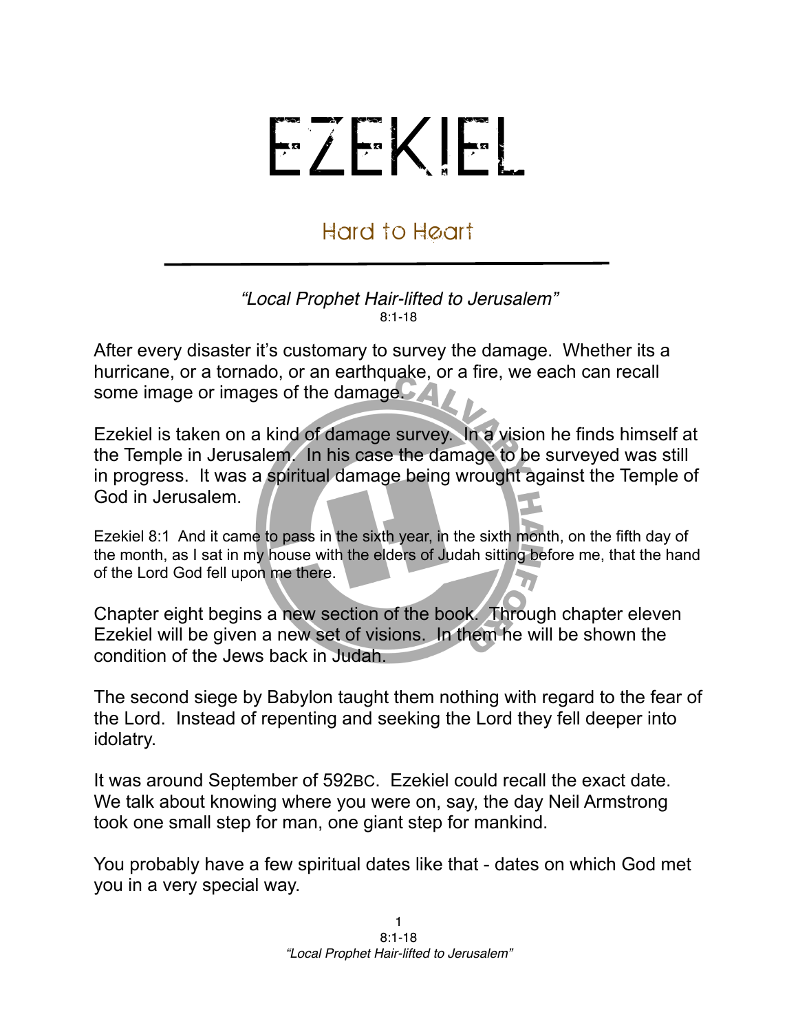# EZEKIEL

## Hard to Heart

*"Local Prophet Hair-lifted to Jerusalem"*
8:1-18

After every disaster it's customary to survey the damage. Whether its a hurricane, or a tornado, or an earthquake, or a fire, we each can recall some image or images of the damage.

Ezekiel is taken on a kind of damage survey. In a vision he finds himself at the Temple in Jerusalem. In his case the damage to be surveyed was still in progress. It was a spiritual damage being wrought against the Temple of God in Jerusalem.

Ezekiel 8:1 And it came to pass in the sixth year, in the sixth month, on the fifth day of the month, as I sat in my house with the elders of Judah sitting before me, that the hand of the Lord God fell upon me there.

Chapter eight begins a new section of the book. Through chapter eleven Ezekiel will be given a new set of visions. In them he will be shown the condition of the Jews back in Judah.

The second siege by Babylon taught them nothing with regard to the fear of the Lord. Instead of repenting and seeking the Lord they fell deeper into idolatry.

It was around September of 592BC. Ezekiel could recall the exact date. We talk about knowing where you were on, say, the day Neil Armstrong took one small step for man, one giant step for mankind.

You probably have a few spiritual dates like that - dates on which God met you in a very special way.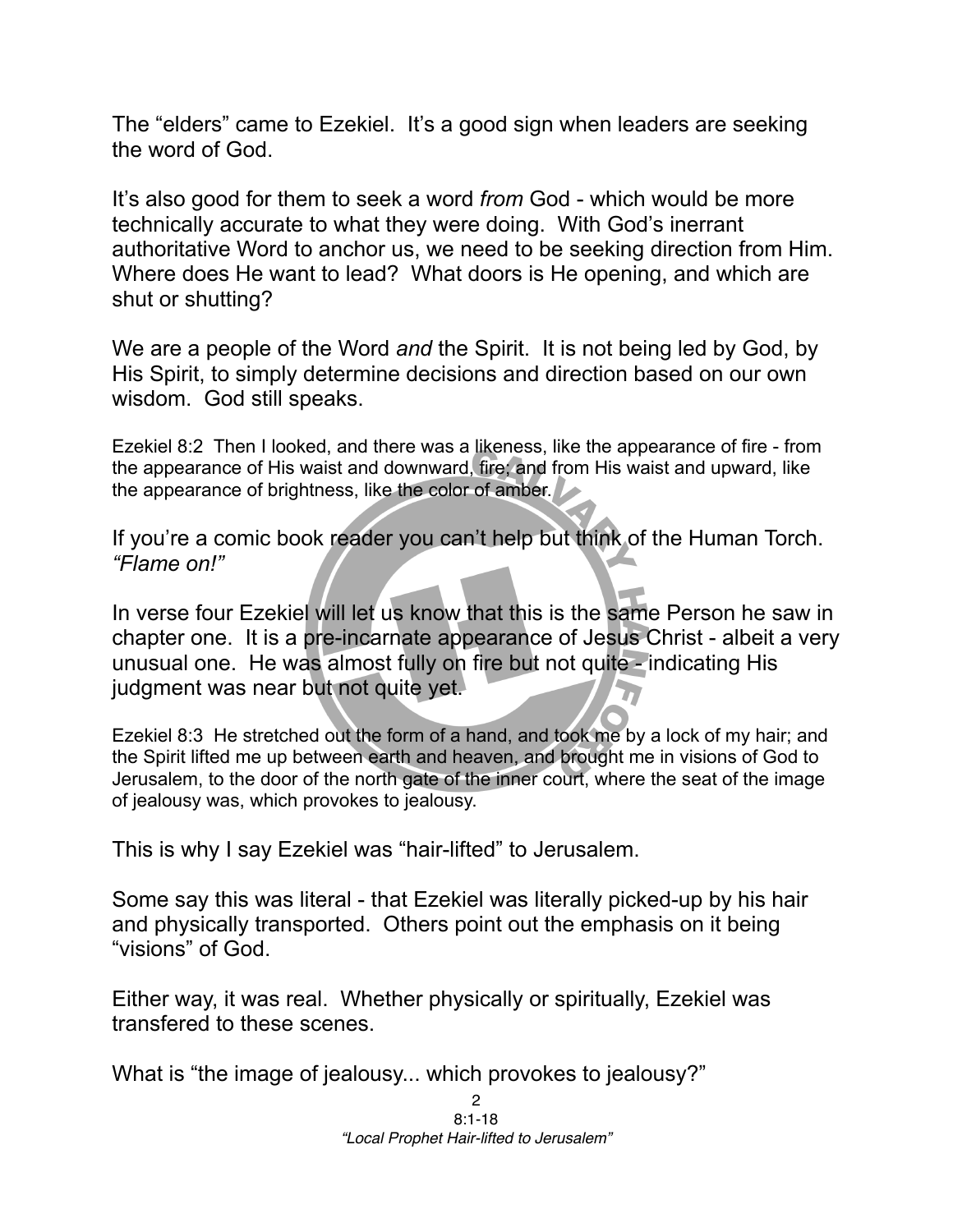The “elders” came to Ezekiel. It’s a good sign when leaders are seeking the word of God.

It’s also good for them to seek a word *from* God - which would be more technically accurate to what they were doing. With God’s inerrant authoritative Word to anchor us, we need to be seeking direction from Him. Where does He want to lead? What doors is He opening, and which are shut or shutting?

We are a people of the Word *and* the Spirit. It is not being led by God, by His Spirit, to simply determine decisions and direction based on our own wisdom. God still speaks.

Ezekiel 8:2 Then I looked, and there was a likeness, like the appearance of fire - from the appearance of His waist and downward, fire; and from His waist and upward, like the appearance of brightness, like the color of amber.

If you’re a comic book reader you can’t help but think of the Human Torch. *“Flame on!”*

In verse four Ezekiel will let us know that this is the same Person he saw in chapter one. It is a pre-incarnate appearance of Jesus Christ - albeit a very unusual one. He was almost fully on fire but not quite - indicating His judgment was near but not quite yet.

Ezekiel 8:3 He stretched out the form of a hand, and took me by a lock of my hair; and the Spirit lifted me up between earth and heaven, and brought me in visions of God to Jerusalem, to the door of the north gate of the inner court, where the seat of the image of jealousy was, which provokes to jealousy.

This is why I say Ezekiel was “hair-lifted” to Jerusalem.

Some say this was literal - that Ezekiel was literally picked-up by his hair and physically transported. Others point out the emphasis on it being “visions” of God.

Either way, it was real. Whether physically or spiritually, Ezekiel was transfered to these scenes.

What is “the image of jealousy... which provokes to jealousy?”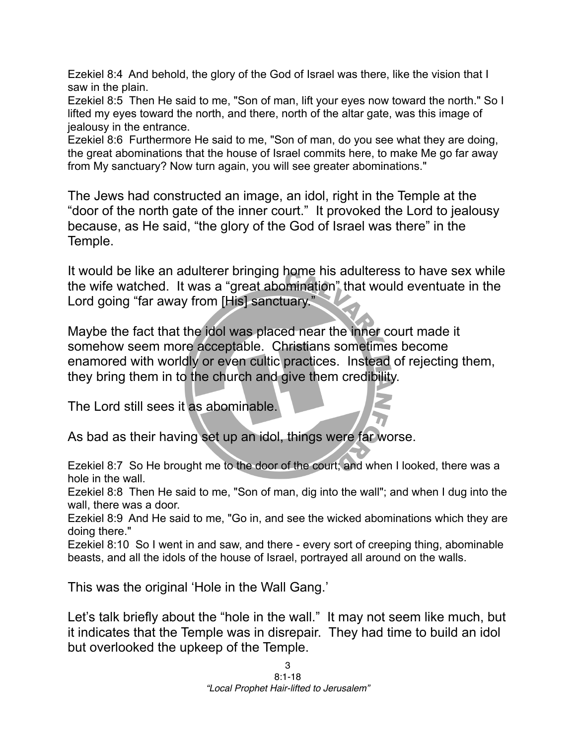Ezekiel 8:4 And behold, the glory of the God of Israel was there, like the vision that I saw in the plain.
Ezekiel 8:5 Then He said to me, "Son of man, lift your eyes now toward the north." So I lifted my eyes toward the north, and there, north of the altar gate, was this image of jealousy in the entrance.
Ezekiel 8:6 Furthermore He said to me, "Son of man, do you see what they are doing, the great abominations that the house of Israel commits here, to make Me go far away from My sanctuary? Now turn again, you will see greater abominations."

The Jews had constructed an image, an idol, right in the Temple at the "door of the north gate of the inner court." It provoked the Lord to jealousy because, as He said, "the glory of the God of Israel was there" in the Temple.

It would be like an adulterer bringing home his adulteress to have sex while the wife watched. It was a "great abomination" that would eventuate in the Lord going "far away from [His] sanctuary."

Maybe the fact that the idol was placed near the inner court made it somehow seem more acceptable. Christians sometimes become enamored with worldly or even cultic practices. Instead of rejecting them, they bring them in to the church and give them credibility.

The Lord still sees it as abominable.

As bad as their having set up an idol, things were far worse.

Ezekiel 8:7 So He brought me to the door of the court; and when I looked, there was a hole in the wall.
Ezekiel 8:8 Then He said to me, "Son of man, dig into the wall"; and when I dug into the wall, there was a door.
Ezekiel 8:9 And He said to me, "Go in, and see the wicked abominations which they are doing there."
Ezekiel 8:10 So I went in and saw, and there - every sort of creeping thing, abominable beasts, and all the idols of the house of Israel, portrayed all around on the walls.

This was the original 'Hole in the Wall Gang.'

Let's talk briefly about the "hole in the wall." It may not seem like much, but it indicates that the Temple was in disrepair. They had time to build an idol but overlooked the upkeep of the Temple.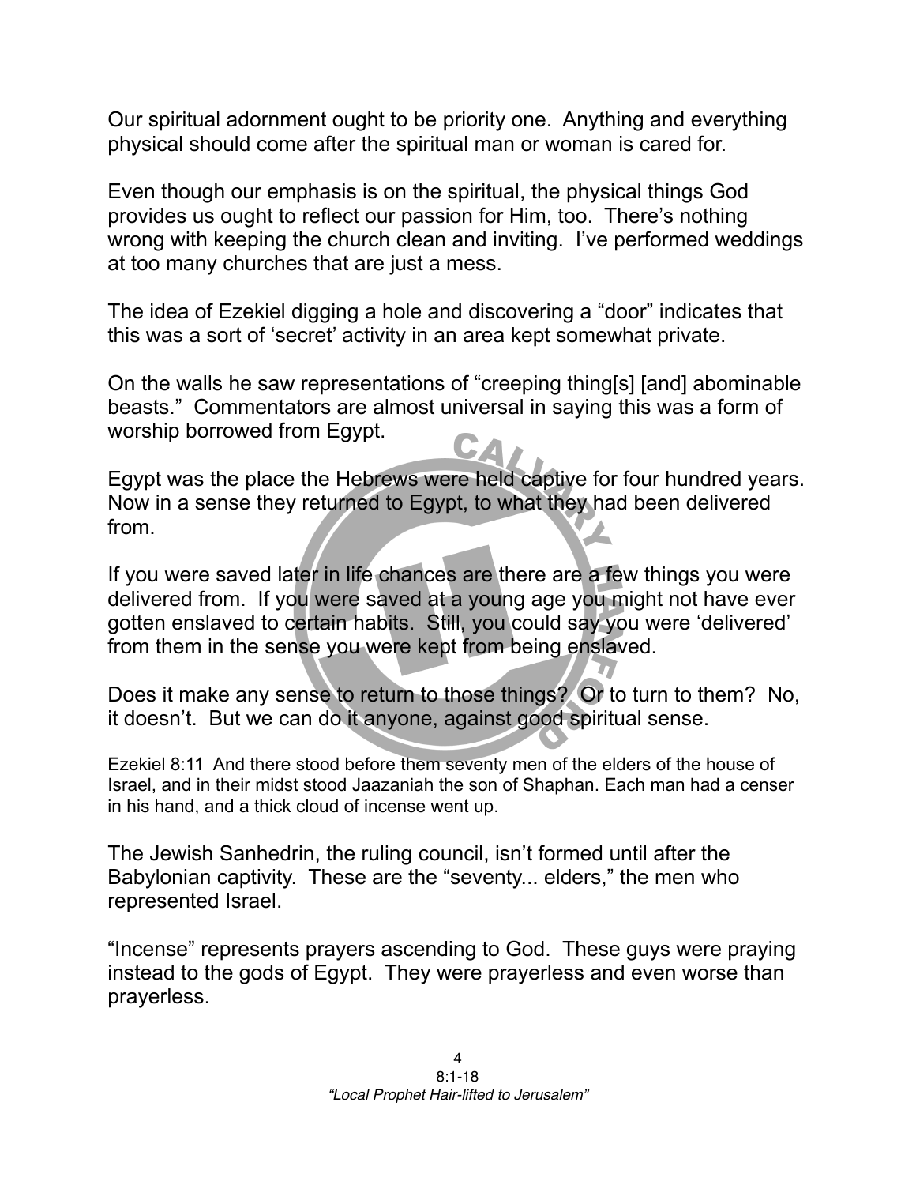Our spiritual adornment ought to be priority one. Anything and everything physical should come after the spiritual man or woman is cared for.

Even though our emphasis is on the spiritual, the physical things God provides us ought to reflect our passion for Him, too. There's nothing wrong with keeping the church clean and inviting. I've performed weddings at too many churches that are just a mess.

The idea of Ezekiel digging a hole and discovering a "door" indicates that this was a sort of 'secret' activity in an area kept somewhat private.

On the walls he saw representations of "creeping thing[s] [and] abominable beasts." Commentators are almost universal in saying this was a form of worship borrowed from Egypt.

Egypt was the place the Hebrews were held captive for four hundred years. Now in a sense they returned to Egypt, to what they had been delivered from.

If you were saved later in life chances are there are a few things you were delivered from. If you were saved at a young age you might not have ever gotten enslaved to certain habits. Still, you could say you were 'delivered' from them in the sense you were kept from being enslaved.

Does it make any sense to return to those things? Or to turn to them? No, it doesn't. But we can do it anyone, against good spiritual sense.

Ezekiel 8:11 And there stood before them seventy men of the elders of the house of Israel, and in their midst stood Jaazaniah the son of Shaphan. Each man had a censer in his hand, and a thick cloud of incense went up.

The Jewish Sanhedrin, the ruling council, isn't formed until after the Babylonian captivity. These are the "seventy... elders," the men who represented Israel.

"Incense" represents prayers ascending to God. These guys were praying instead to the gods of Egypt. They were prayerless and even worse than prayerless.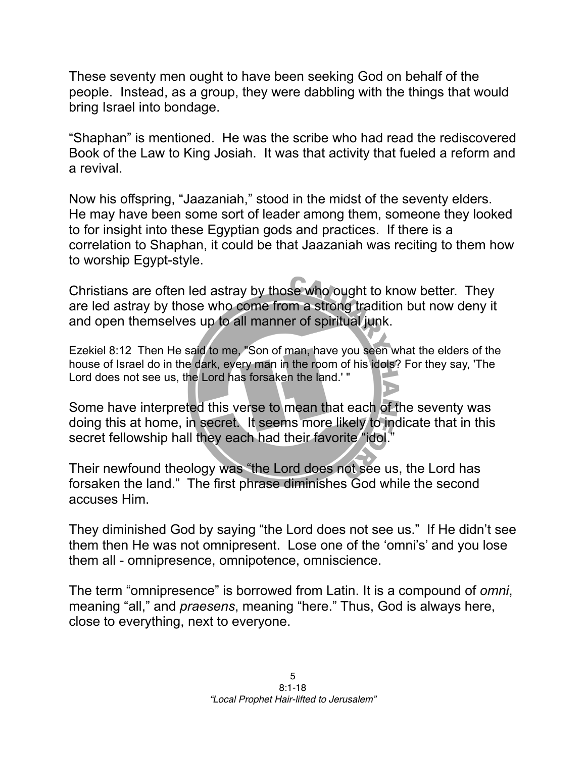These seventy men ought to have been seeking God on behalf of the people. Instead, as a group, they were dabbling with the things that would bring Israel into bondage.

“Shaphan” is mentioned. He was the scribe who had read the rediscovered Book of the Law to King Josiah. It was that activity that fueled a reform and a revival.

Now his offspring, “Jaazaniah,” stood in the midst of the seventy elders. He may have been some sort of leader among them, someone they looked to for insight into these Egyptian gods and practices. If there is a correlation to Shaphan, it could be that Jaazaniah was reciting to them how to worship Egypt-style.

Christians are often led astray by those who ought to know better. They are led astray by those who come from a strong tradition but now deny it and open themselves up to all manner of spiritual junk.

Ezekiel 8:12 Then He said to me, "Son of man, have you seen what the elders of the house of Israel do in the dark, every man in the room of his idols? For they say, 'The Lord does not see us, the Lord has forsaken the land.' "

Some have interpreted this verse to mean that each of the seventy was doing this at home, in secret. It seems more likely to indicate that in this secret fellowship hall they each had their favorite “idol.”

Their newfound theology was “the Lord does not see us, the Lord has forsaken the land.” The first phrase diminishes God while the second accuses Him.

They diminished God by saying “the Lord does not see us.” If He didn’t see them then He was not omnipresent. Lose one of the ‘omni’s’ and you lose them all - omnipresence, omnipotence, omniscience.

The term “omnipresence” is borrowed from Latin. It is a compound of *omni*, meaning “all,” and *praesens*, meaning “here.” Thus, God is always here, close to everything, next to everyone.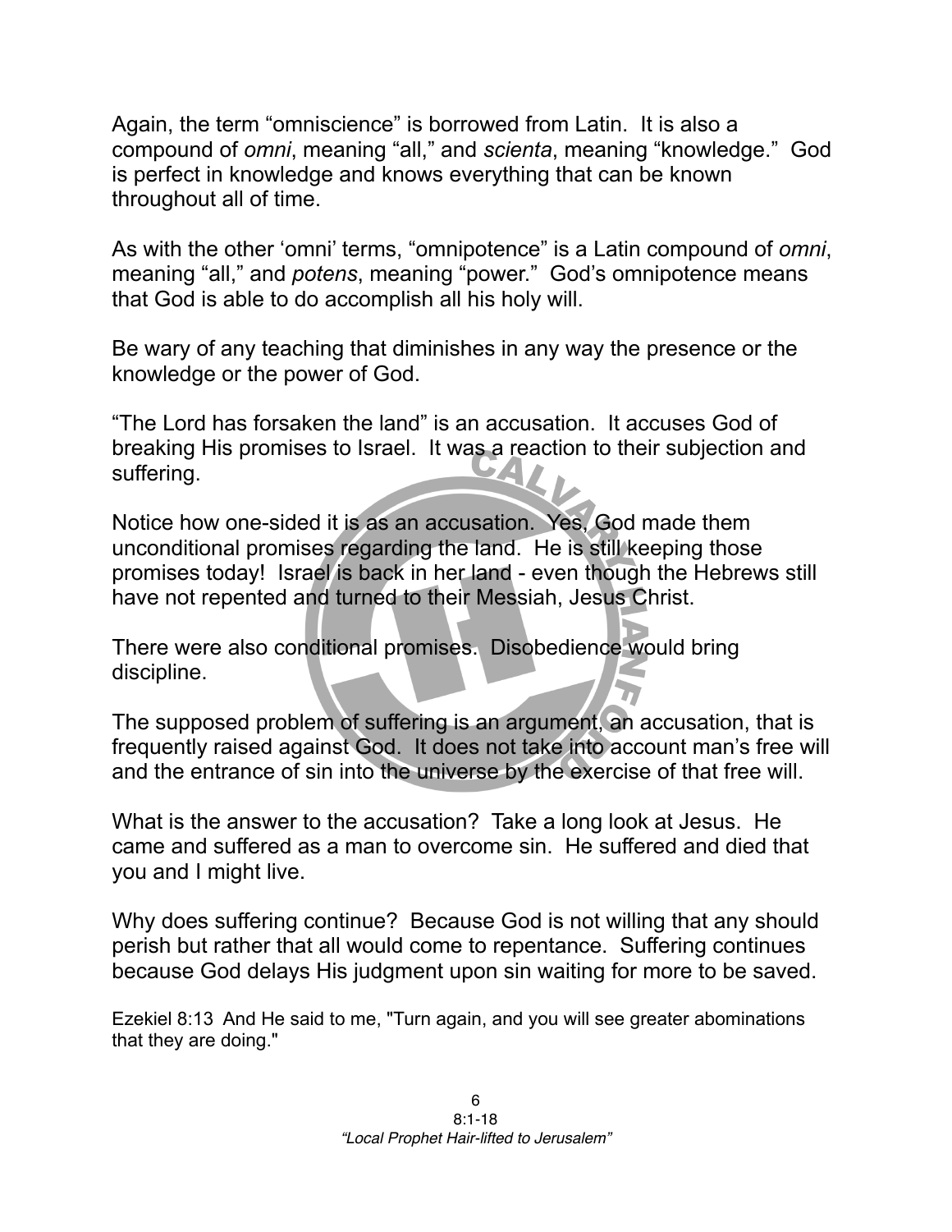Again, the term “omniscience” is borrowed from Latin. It is also a compound of *omni*, meaning “all,” and *scienta*, meaning “knowledge.” God is perfect in knowledge and knows everything that can be known throughout all of time.

As with the other ‘omni’ terms, “omnipotence” is a Latin compound of *omni*, meaning “all,” and *potens*, meaning “power.” God’s omnipotence means that God is able to do accomplish all his holy will.

Be wary of any teaching that diminishes in any way the presence or the knowledge or the power of God.

“The Lord has forsaken the land” is an accusation. It accuses God of breaking His promises to Israel. It was a reaction to their subjection and suffering.

Notice how one-sided it is as an accusation. Yes, God made them unconditional promises regarding the land. He is still keeping those promises today! Israel is back in her land - even though the Hebrews still have not repented and turned to their Messiah, Jesus Christ.

There were also conditional promises. Disobedience would bring discipline.

The supposed problem of suffering is an argument, an accusation, that is frequently raised against God. It does not take into account man’s free will and the entrance of sin into the universe by the exercise of that free will.

What is the answer to the accusation? Take a long look at Jesus. He came and suffered as a man to overcome sin. He suffered and died that you and I might live.

Why does suffering continue? Because God is not willing that any should perish but rather that all would come to repentance. Suffering continues because God delays His judgment upon sin waiting for more to be saved.

Ezekiel 8:13 And He said to me, "Turn again, and you will see greater abominations that they are doing."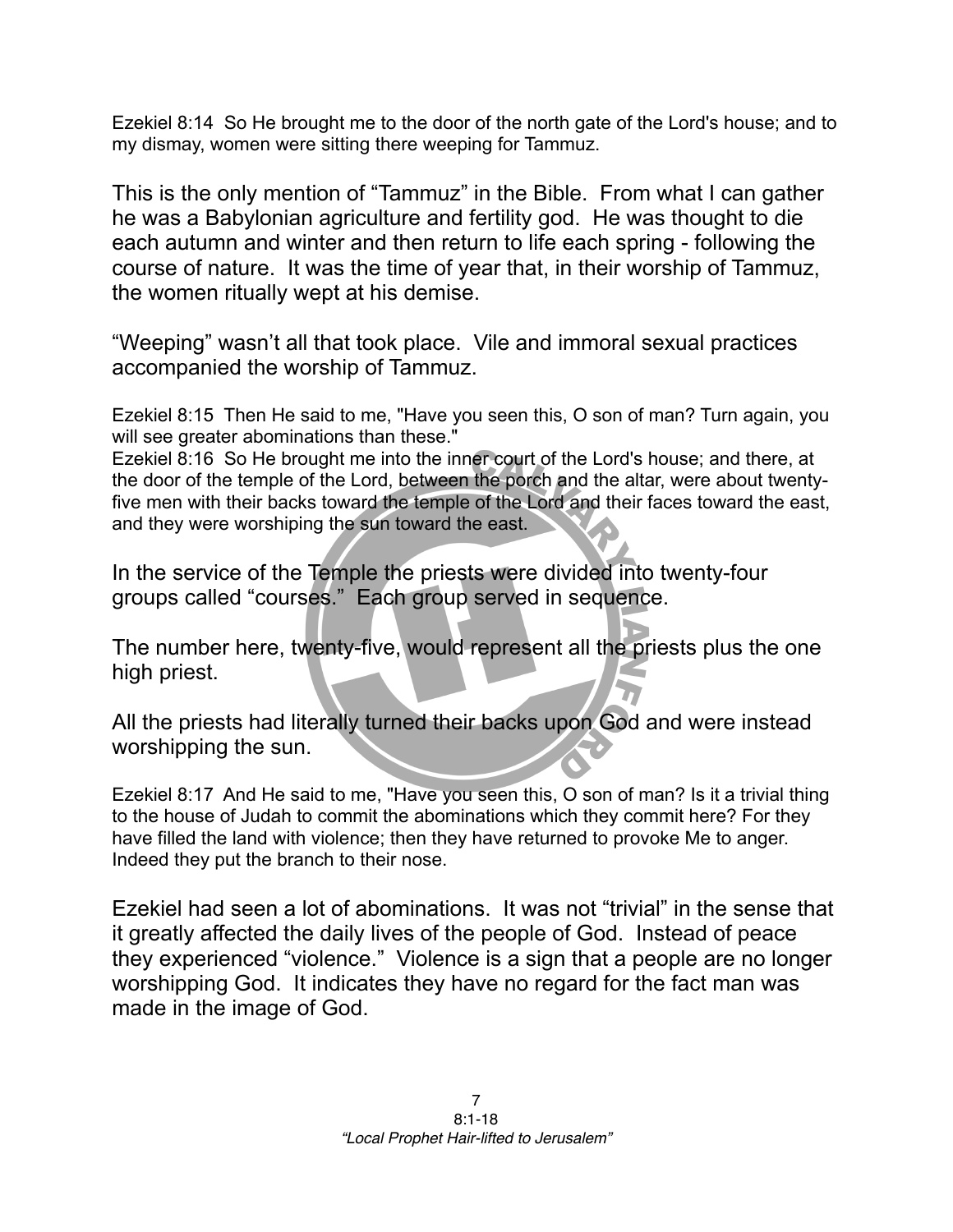Ezekiel 8:14 So He brought me to the door of the north gate of the Lord's house; and to my dismay, women were sitting there weeping for Tammuz.

This is the only mention of "Tammuz" in the Bible. From what I can gather he was a Babylonian agriculture and fertility god. He was thought to die each autumn and winter and then return to life each spring - following the course of nature. It was the time of year that, in their worship of Tammuz, the women ritually wept at his demise.

"Weeping" wasn't all that took place. Vile and immoral sexual practices accompanied the worship of Tammuz.

Ezekiel 8:15 Then He said to me, "Have you seen this, O son of man? Turn again, you will see greater abominations than these."
Ezekiel 8:16 So He brought me into the inner court of the Lord's house; and there, at the door of the temple of the Lord, between the porch and the altar, were about twenty-five men with their backs toward the temple of the Lord and their faces toward the east, and they were worshiping the sun toward the east.

In the service of the Temple the priests were divided into twenty-four groups called "courses." Each group served in sequence.

The number here, twenty-five, would represent all the priests plus the one high priest.

All the priests had literally turned their backs upon God and were instead worshipping the sun.

Ezekiel 8:17 And He said to me, "Have you seen this, O son of man? Is it a trivial thing to the house of Judah to commit the abominations which they commit here? For they have filled the land with violence; then they have returned to provoke Me to anger. Indeed they put the branch to their nose.

Ezekiel had seen a lot of abominations. It was not "trivial" in the sense that it greatly affected the daily lives of the people of God. Instead of peace they experienced "violence." Violence is a sign that a people are no longer worshipping God. It indicates they have no regard for the fact man was made in the image of God.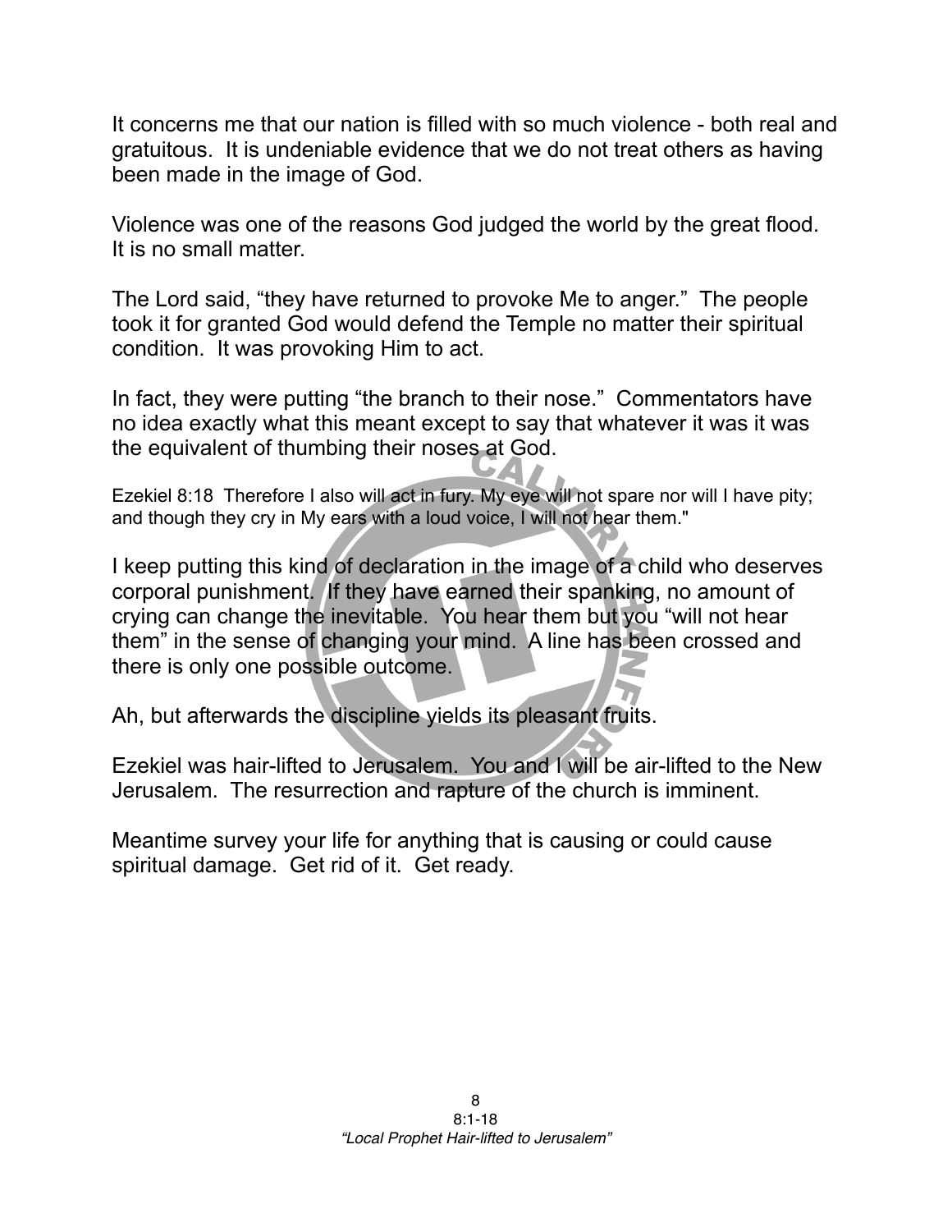It concerns me that our nation is filled with so much violence - both real and gratuitous. It is undeniable evidence that we do not treat others as having been made in the image of God.

Violence was one of the reasons God judged the world by the great flood. It is no small matter.

The Lord said, "they have returned to provoke Me to anger." The people took it for granted God would defend the Temple no matter their spiritual condition. It was provoking Him to act.

In fact, they were putting "the branch to their nose." Commentators have no idea exactly what this meant except to say that whatever it was it was the equivalent of thumbing their noses at God.

Ezekiel 8:18 Therefore I also will act in fury. My eye will not spare nor will I have pity; and though they cry in My ears with a loud voice, I will not hear them."

I keep putting this kind of declaration in the image of a child who deserves corporal punishment. If they have earned their spanking, no amount of crying can change the inevitable. You hear them but you "will not hear them" in the sense of changing your mind. A line has been crossed and there is only one possible outcome.

Ah, but afterwards the discipline yields its pleasant fruits.

Ezekiel was hair-lifted to Jerusalem. You and I will be air-lifted to the New Jerusalem. The resurrection and rapture of the church is imminent.

Meantime survey your life for anything that is causing or could cause spiritual damage. Get rid of it. Get ready.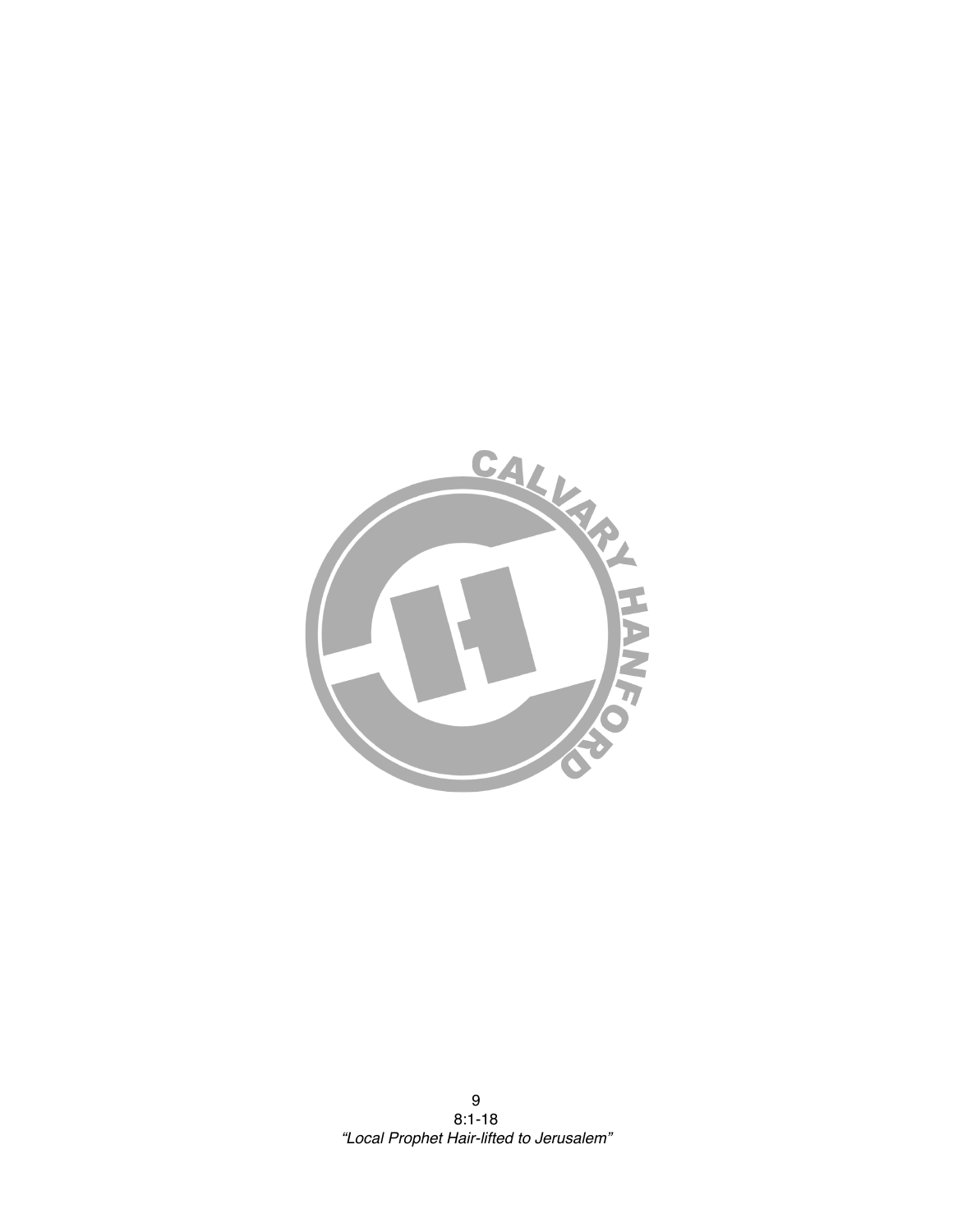8:1-18

*"Local Prophet Hair-lifted to Jerusalem"*